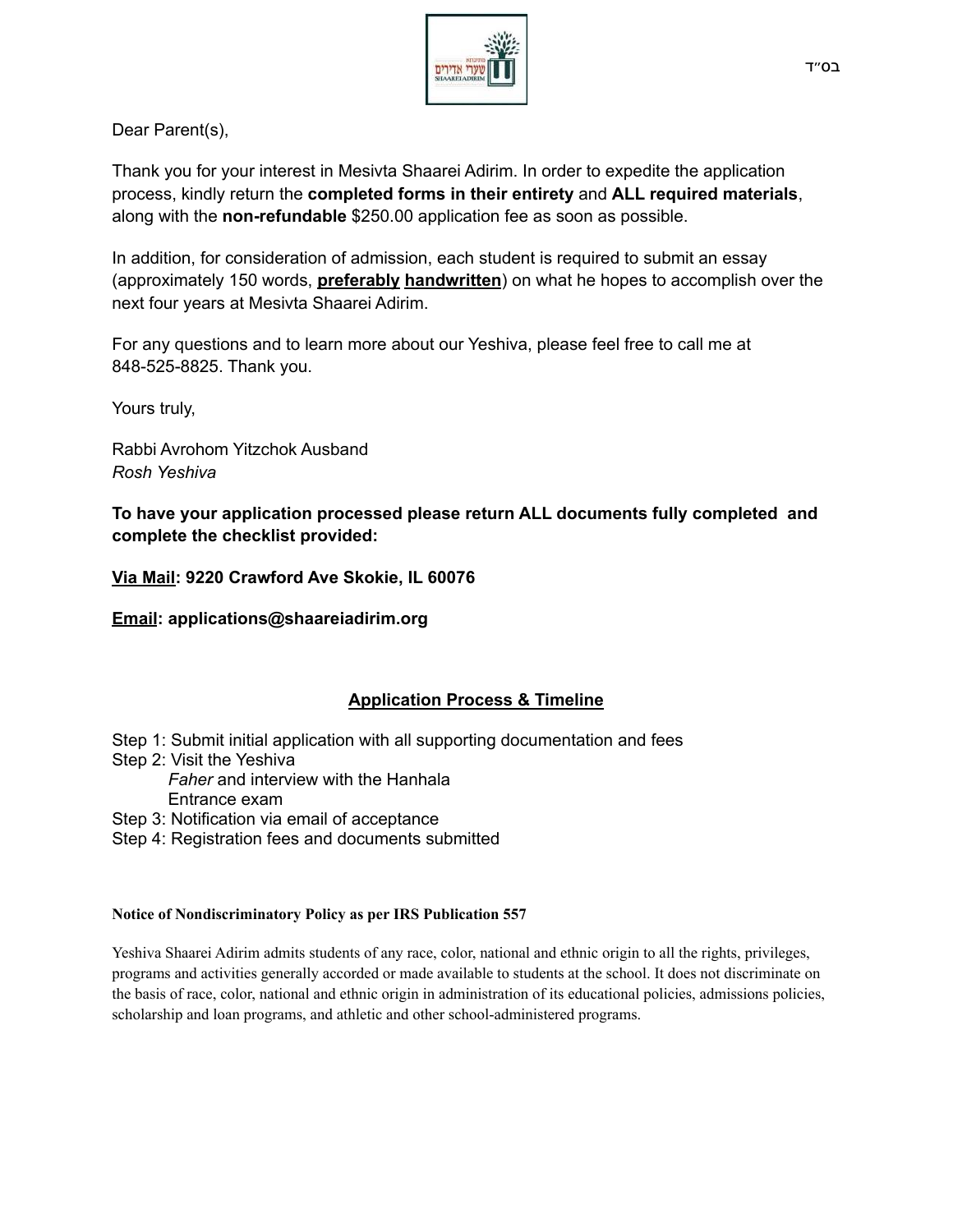בס״ד

Dear Parent(s),

Thank you for your interest in Mesivta Shaarei Adirim. In order to expedite the application process, kindly return the **completed forms in their entirety** and **ALL required materials**, along with the **non-refundable** $250.00 application fee as soon as possible.

In addition, for consideration of admission, each student is required to submit an essay (approximately 150 words, **preferably handwritten**) on what he hopes to accomplish over the next four years at Mesivta Shaarei Adirim.

For any questions and to learn more about our Yeshiva, please feel free to call me at 848-525-8825. Thank you.

Yours truly,

Rabbi Avrohom Yitzchok Ausband
*Rosh Yeshiva*

**To have your application processed please return ALL documents fully completed and complete the checklist provided:**

**Via Mail: 9220 Crawford Ave Skokie, IL 60076**

**Email: applications@shaareiadirim.org**

## Application Process & Timeline

Step 1: Submit initial application with all supporting documentation and fees
Step 2: Visit the Yeshiva
- *Faher* and interview with the Hanhala
- Entrance exam

Step 3: Notification via email of acceptance
Step 4: Registration fees and documents submitted

**Notice of Nondiscriminatory Policy as per IRS Publication 557**

Yeshiva Shaarei Adirim admits students of any race, color, national and ethnic origin to all the rights, privileges, programs and activities generally accorded or made available to students at the school. It does not discriminate on the basis of race, color, national and ethnic origin in administration of its educational policies, admissions policies, scholarship and loan programs, and athletic and other school-administered programs.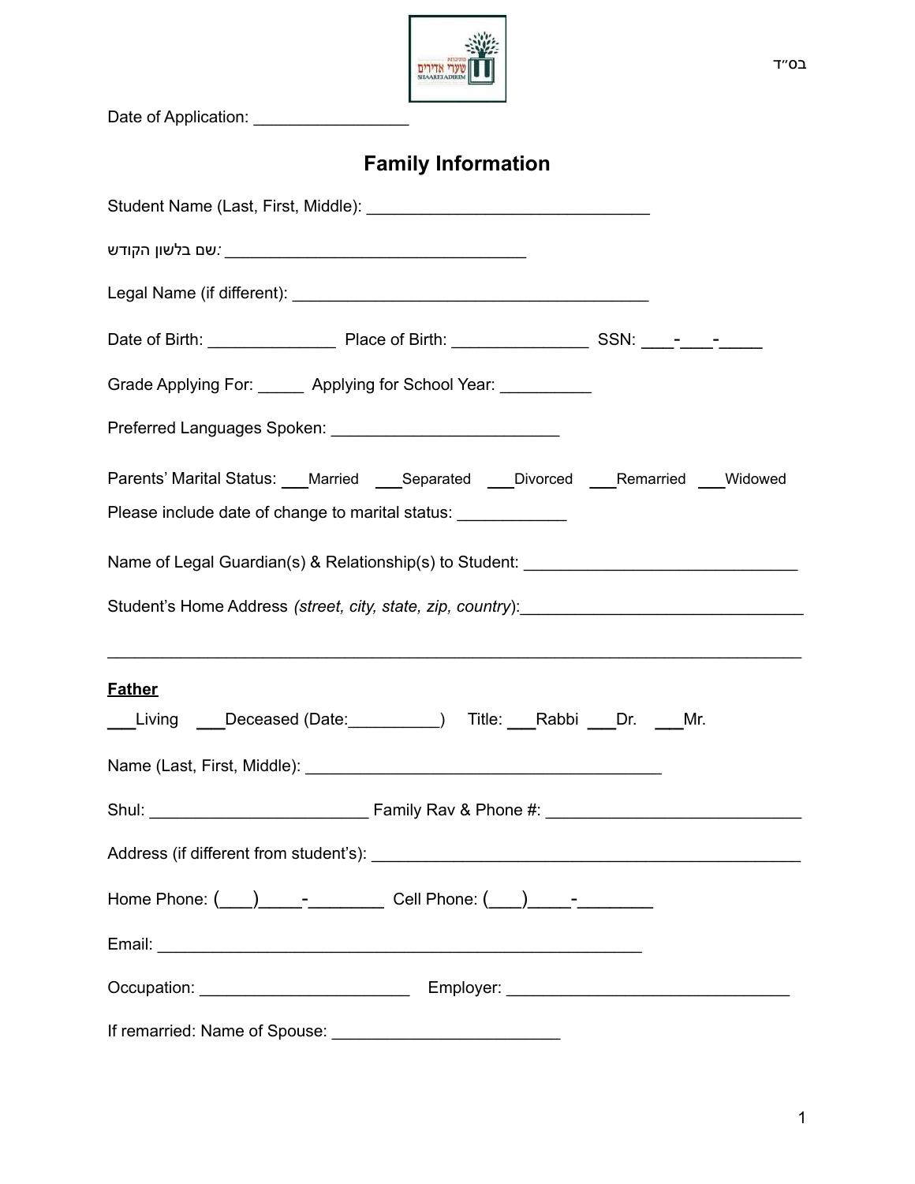בס״ד

Date of Application: _________________

## Family Information

Student Name (Last, First, Middle): ________________________________

שם בלשון הקודש: __________________________________

Legal Name (if different): ________________________________________

Date of Birth: ______________ Place of Birth: _______________ SSN: ___-___-_____

Grade Applying For: _____ Applying for School Year: __________

Preferred Languages Spoken: _________________________

Parents' Marital Status: ___Married ___Separated ___Divorced ___Remarried ___Widowed

Please include date of change to marital status: ____________

Name of Legal Guardian(s) & Relationship(s) to Student: ______________________________

Student's Home Address *(street, city, state, zip, country)*:_______________________________

_______________________________________________________________________________

**Father**

___Living ___Deceased (Date:__________) Title: ___Rabbi ___Dr. ___Mr.

Name (Last, First, Middle): _________________________________________

Shul: ________________________ Family Rav & Phone #: ____________________________

Address (if different from student's): _________________________________________________

Home Phone: (___)_____-________ Cell Phone: (___)_____-________

Email: _______________________________________________________

Occupation: _______________________ Employer: ________________________________

If remarried: Name of Spouse: _________________________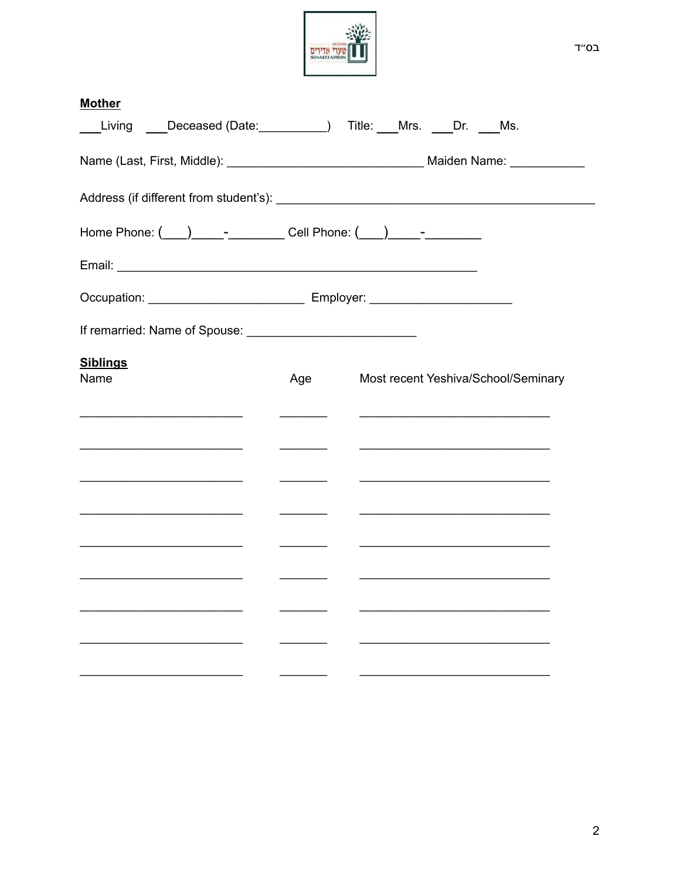בס"ד

**Mother**

___Living ___Deceased (Date:__________) Title: ___Mrs. ___Dr. ___Ms.

Name (Last, First, Middle): _____________________________ Maiden Name: ___________

Address (if different from student's): _______________________________________________

Home Phone: (___)_____-________ Cell Phone: (___)_____-________

Email: _____________________________________________________

Occupation: _______________________ Employer: _____________________

If remarried: Name of Spouse: _________________________

**Siblings**

| Name | Age | Most recent Yeshiva/School/Seminary |
|---|---|---|
| ________________________ | _______ | ____________________________ |
| ________________________ | _______ | ____________________________ |
| ________________________ | _______ | ____________________________ |
| ________________________ | _______ | ____________________________ |
| ________________________ | _______ | ____________________________ |
| ________________________ | _______ | ____________________________ |
| ________________________ | _______ | ____________________________ |
| ________________________ | _______ | ____________________________ |
| ________________________ | _______ | ____________________________ |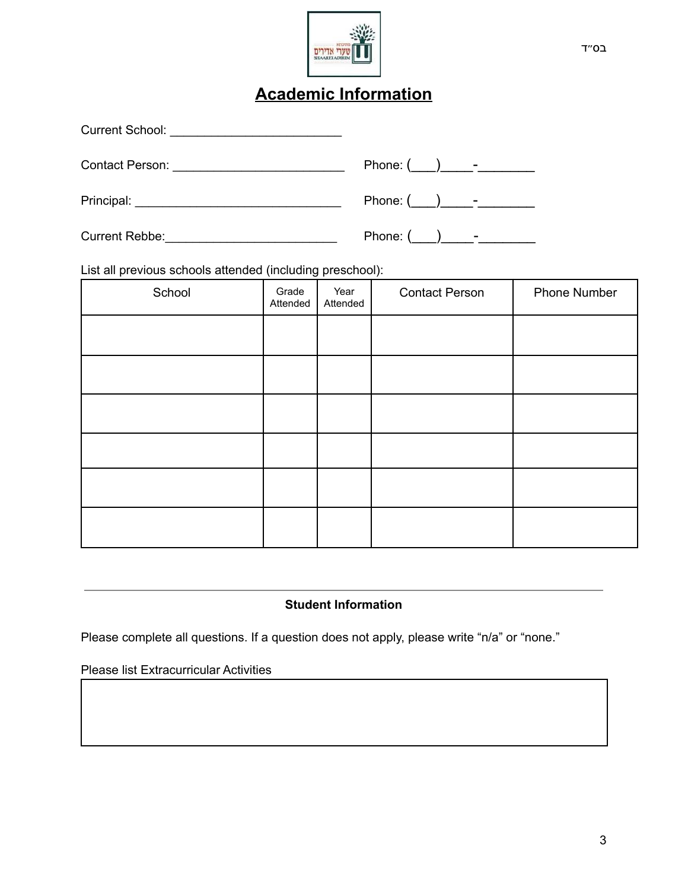בס״ד

# Academic Information

Current School: ________________________

Contact Person: ________________________ Phone: (___)____-________

Principal: _____________________________ Phone: (___)____-________

Current Rebbe:________________________ Phone: (___)____-________

List all previous schools attended (including preschool):

| School | Grade Attended | Year Attended | Contact Person | Phone Number |
|---|---|---|---|---|
| | | | | |
| | | | | |
| | | | | |
| | | | | |
| | | | | |
| | | | | |

---

**Student Information**

Please complete all questions. If a question does not apply, please write “n/a” or “none.”

Please list Extracurricular Activities

| |
|---|
| |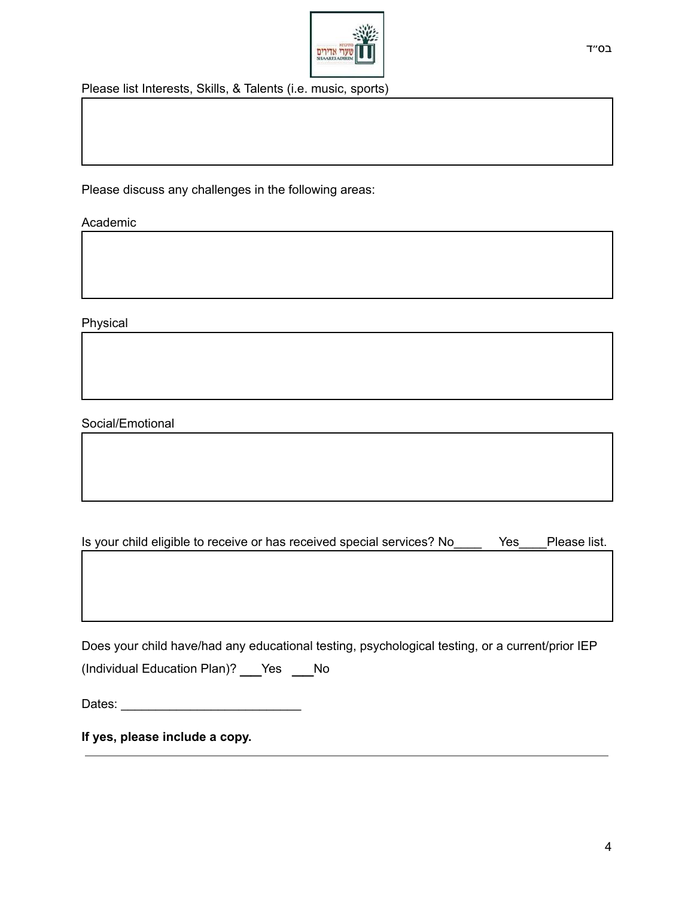בס״ד

Please list Interests, Skills, & Talents (i.e. music, sports)

Please discuss any challenges in the following areas:

Academic

Physical

Social/Emotional

Is your child eligible to receive or has received special services? No____ Yes____Please list.

Does your child have/had any educational testing, psychological testing, or a current/prior IEP (Individual Education Plan)? ___Yes ___No

Dates: ___________________________

**If yes, please include a copy.**

---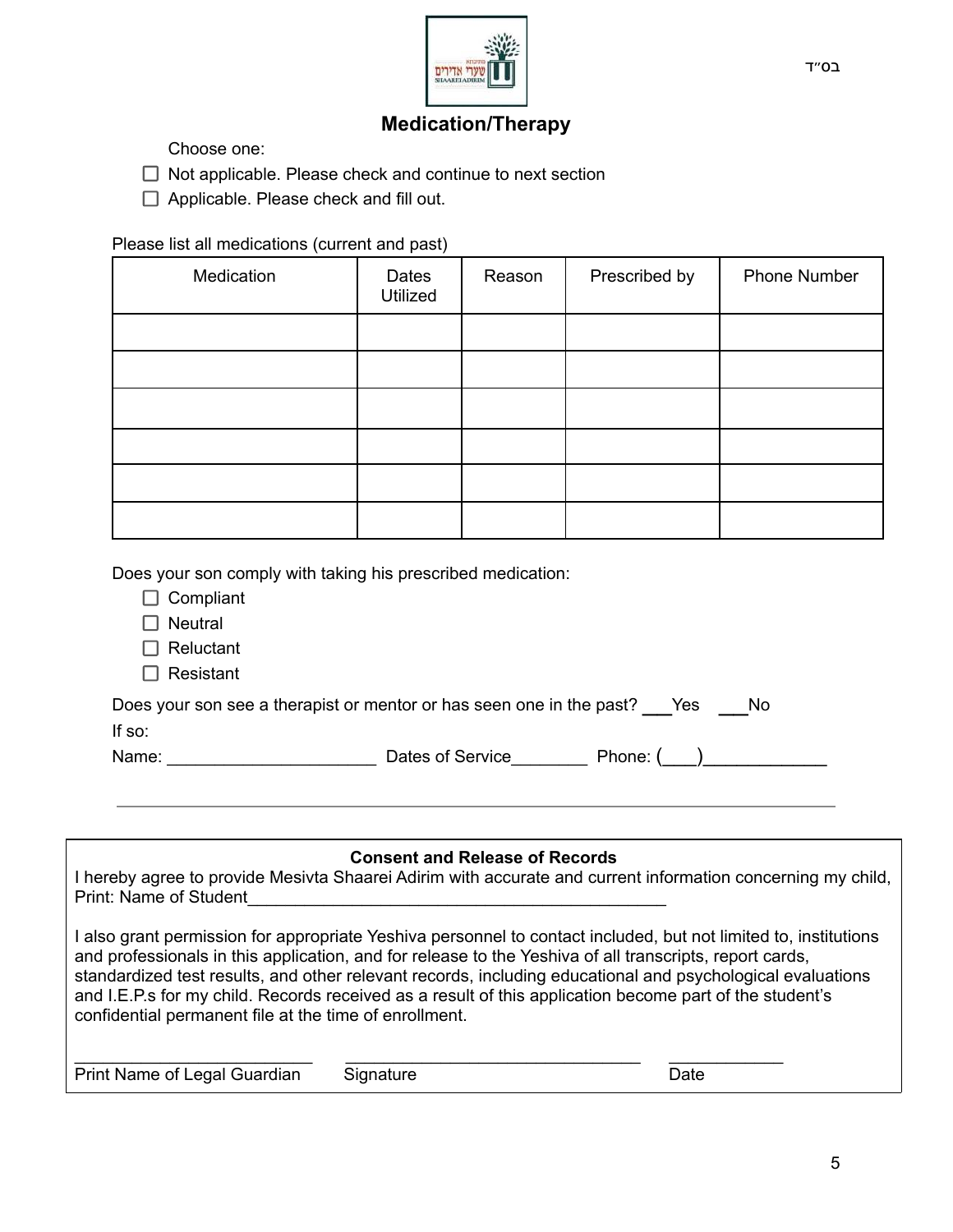בס״ד

## Medication/Therapy

Choose one:

- ☐ Not applicable. Please check and continue to next section
- ☐ Applicable. Please check and fill out.

Please list all medications (current and past)

| Medication | Dates Utilized | Reason | Prescribed by | Phone Number |
|---|---|---|---|---|
| | | | | |
| | | | | |
| | | | | |
| | | | | |
| | | | | |
| | | | | |

Does your son comply with taking his prescribed medication:

- ☐ Compliant
- ☐ Neutral
- ☐ Reluctant
- ☐ Resistant

Does your son see a therapist or mentor or has seen one in the past? ___Yes ___No

If so:

Name: ______________________ Dates of Service________ Phone: (___)_____________

---

**Consent and Release of Records**

I hereby agree to provide Mesivta Shaarei Adirim with accurate and current information concerning my child, Print: Name of Student_____________________________________________

I also grant permission for appropriate Yeshiva personnel to contact included, but not limited to, institutions and professionals in this application, and for release to the Yeshiva of all transcripts, report cards, standardized test results, and other relevant records, including educational and psychological evaluations and I.E.P.s for my child. Records received as a result of this application become part of the student's confidential permanent file at the time of enrollment.

_________________________ _______________________________ ____________

Print Name of Legal Guardian Signature Date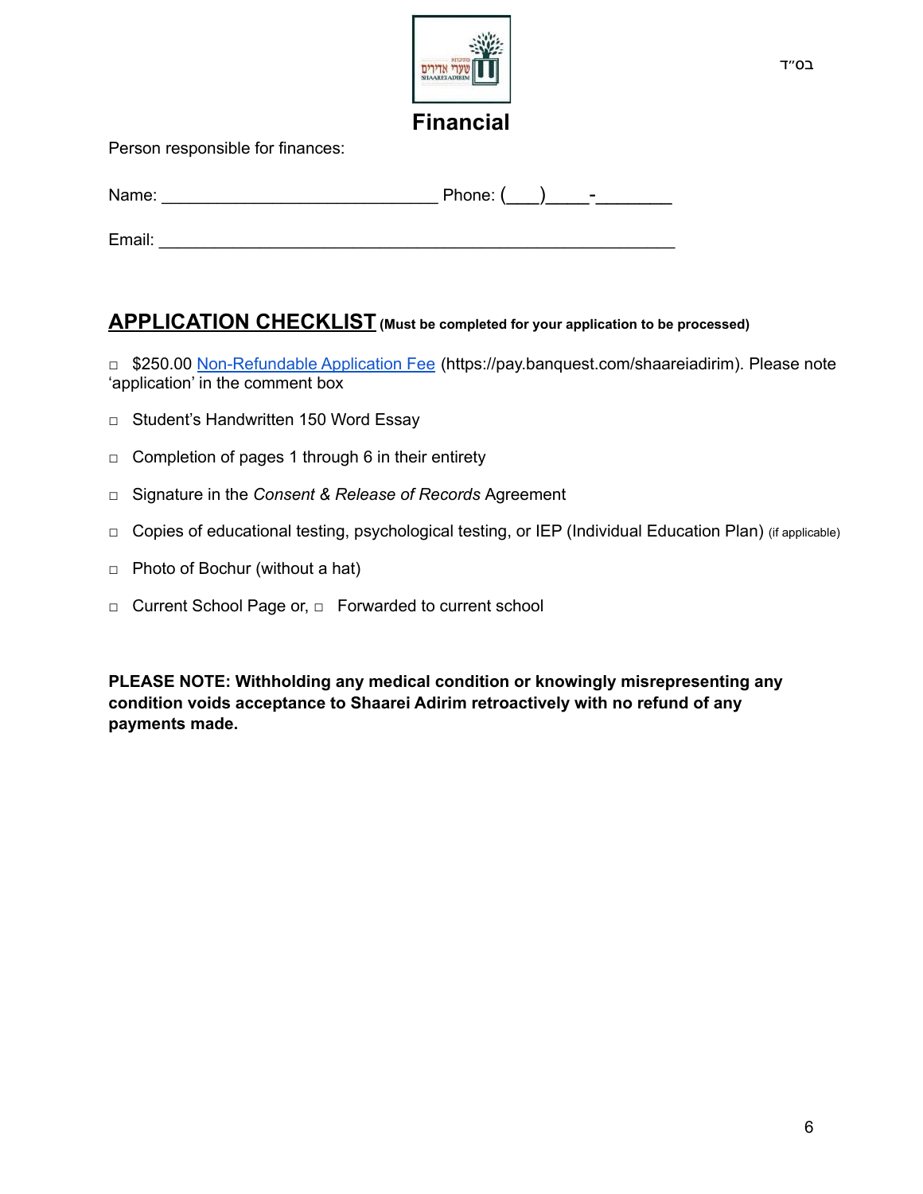בס״ד

# Financial

Person responsible for finances:

Name: _______________________________ Phone: (___)_____-________

Email: __________________________________________________________

## APPLICATION CHECKLIST (Must be completed for your application to be processed)

□ $250.00 Non-Refundable Application Fee (https://pay.banquest.com/shaareiadirim). Please note 'application' in the comment box

□ Student's Handwritten 150 Word Essay

□ Completion of pages 1 through 6 in their entirety

□ Signature in the *Consent & Release of Records* Agreement

□ Copies of educational testing, psychological testing, or IEP (Individual Education Plan) (if applicable)

□ Photo of Bochur (without a hat)

□ Current School Page or, □ Forwarded to current school

**PLEASE NOTE: Withholding any medical condition or knowingly misrepresenting any condition voids acceptance to Shaarei Adirim retroactively with no refund of any payments made.**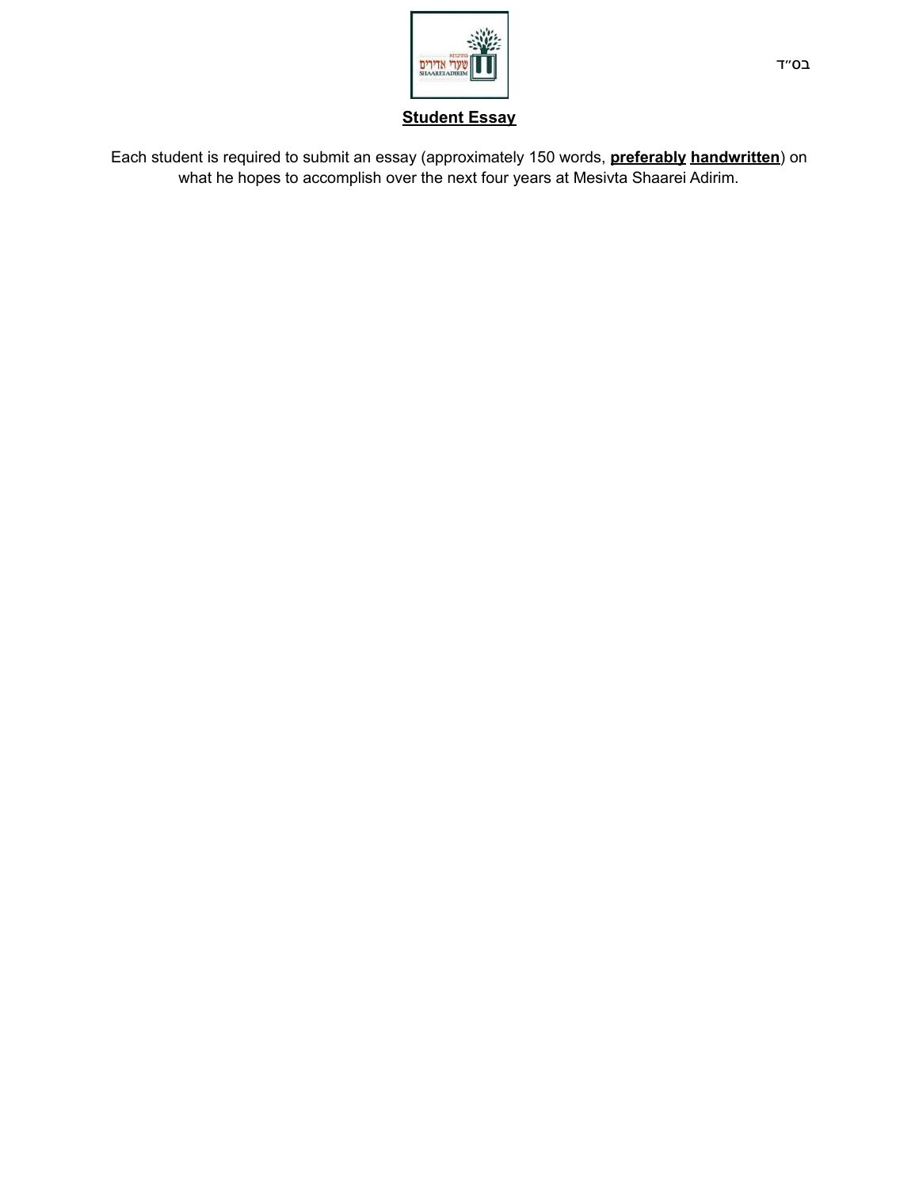בס״ד

**Student Essay**

Each student is required to submit an essay (approximately 150 words, **preferably** **handwritten**) on what he hopes to accomplish over the next four years at Mesivta Shaarei Adirim.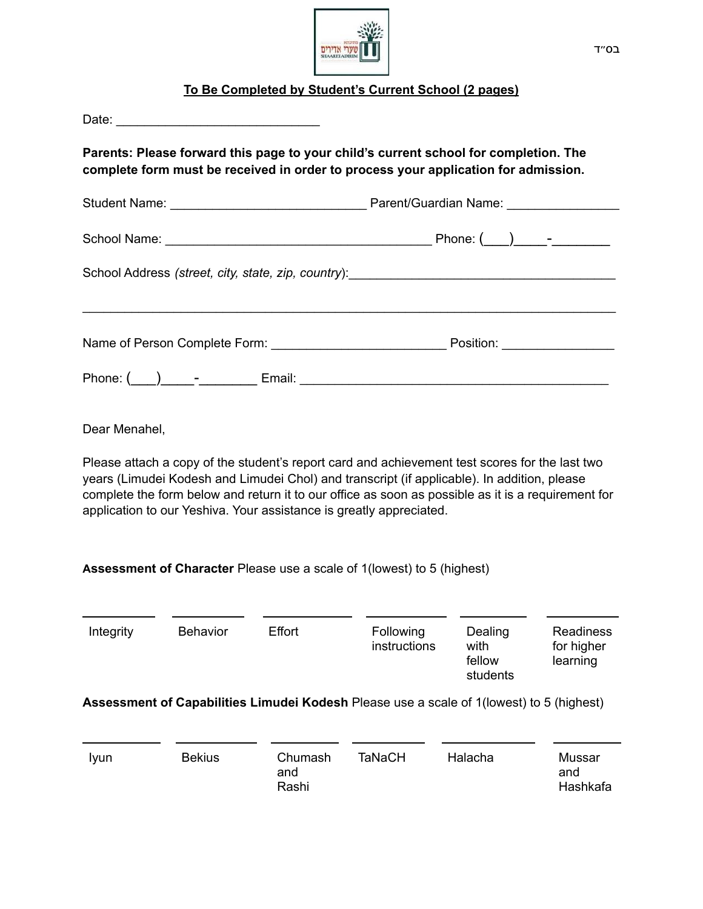בס״ד

**To Be Completed by Student's Current School (2 pages)**

Date: ____________________________

**Parents: Please forward this page to your child's current school for completion. The complete form must be received in order to process your application for admission.**

Student Name: ___________________________ Parent/Guardian Name: _______________

School Name: ____________________________________ Phone: (___)____-________

School Address *(street, city, state, zip, country)*:____________________________________

_________________________________________________________________________

Name of Person Complete Form: ________________________ Position: _______________

Phone: (___)____-________ Email: __________________________________________

Dear Menahel,

Please attach a copy of the student's report card and achievement test scores for the last two years (Limudei Kodesh and Limudei Chol) and transcript (if applicable). In addition, please complete the form below and return it to our office as soon as possible as it is a requirement for application to our Yeshiva. Your assistance is greatly appreciated.

**Assessment of Character** Please use a scale of 1(lowest) to 5 (highest)

| ________ | ________ | ________ | ________ | ________ | ________ |
|---|---|---|---|---|---|
| Integrity | Behavior | Effort | Following instructions | Dealing with fellow students | Readiness for higher learning |

**Assessment of Capabilities Limudei Kodesh** Please use a scale of 1(lowest) to 5 (highest)

| ________ | ________ | ________ | ________ | ________ | ________ |
|---|---|---|---|---|---|
| Iyun | Bekius | Chumash and Rashi | TaNaCH | Halacha | Mussar and Hashkafa |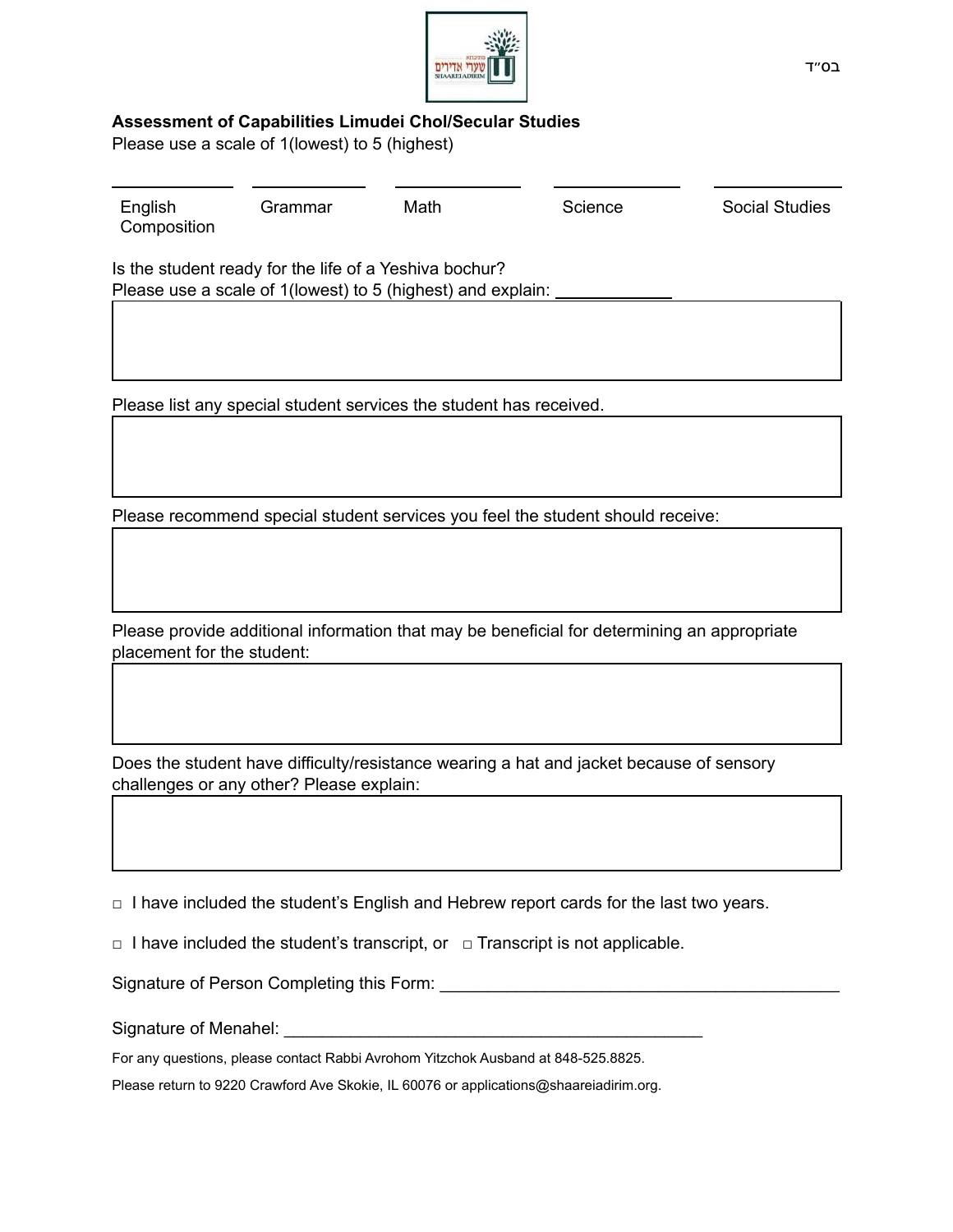בס״ד

**Assessment of Capabilities Limudei Chol/Secular Studies**

Please use a scale of 1(lowest) to 5 (highest)

| English Composition | Grammar | Math | Science | Social Studies |
|---|---|---|---|---|
| ______ | ______ | ______ | ______ | ______ |

Is the student ready for the life of a Yeshiva bochur?

Please use a scale of 1(lowest) to 5 (highest) and explain: ____________

Please list any special student services the student has received.

Please recommend special student services you feel the student should receive:

Please provide additional information that may be beneficial for determining an appropriate placement for the student:

Does the student have difficulty/resistance wearing a hat and jacket because of sensory challenges or any other? Please explain:

□ I have included the student's English and Hebrew report cards for the last two years.

□ I have included the student's transcript, or □ Transcript is not applicable.

Signature of Person Completing this Form: ___________________________________________

Signature of Menahel: _____________________________________________

For any questions, please contact Rabbi Avrohom Yitzchok Ausband at 848-525.8825.

Please return to 9220 Crawford Ave Skokie, IL 60076 or applications@shaareiadirim.org.